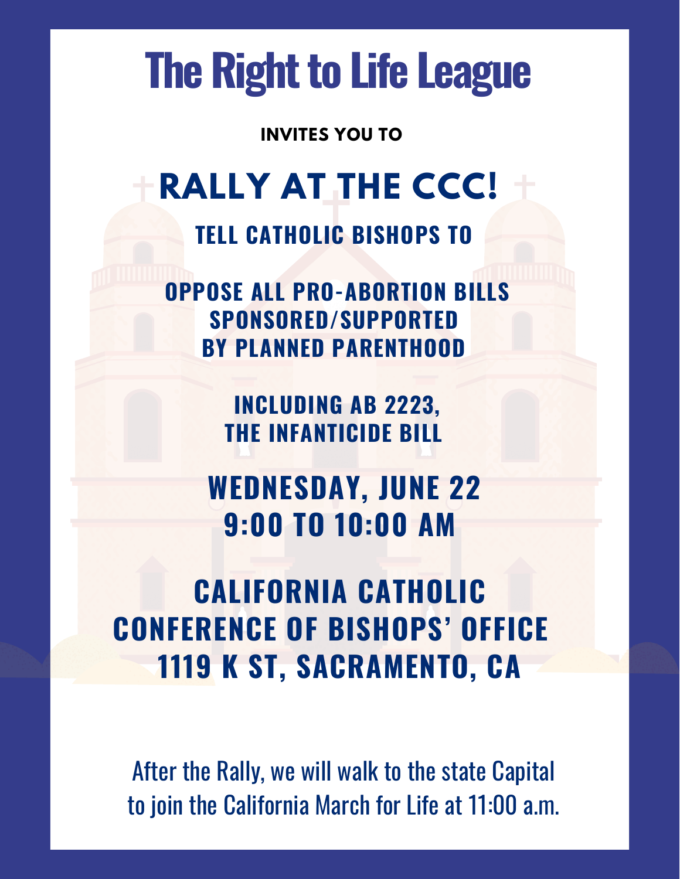# The Right to Life League

**INVITES YOU TO**

## RALLY AT THE CCC!

**TELL CATHOLIC BISHOPS TO**

**OPPOSE ALL PRO-ABORTION BILLS SPONSORED/SUPPORTED BY PLANNED PARENTHOOD**

**INCLUDING AB 2223, THE INFANTICIDE BILL**

**WEDNESDAY, JUNE 22**
**9:00 TO 10:00 AM**

**CALIFORNIA CATHOLIC CONFERENCE OF BISHOPS' OFFICE**
**1119 K ST, SACRAMENTO, CA**

After the Rally, we will walk to the state Capital to join the California March for Life at 11:00 a.m.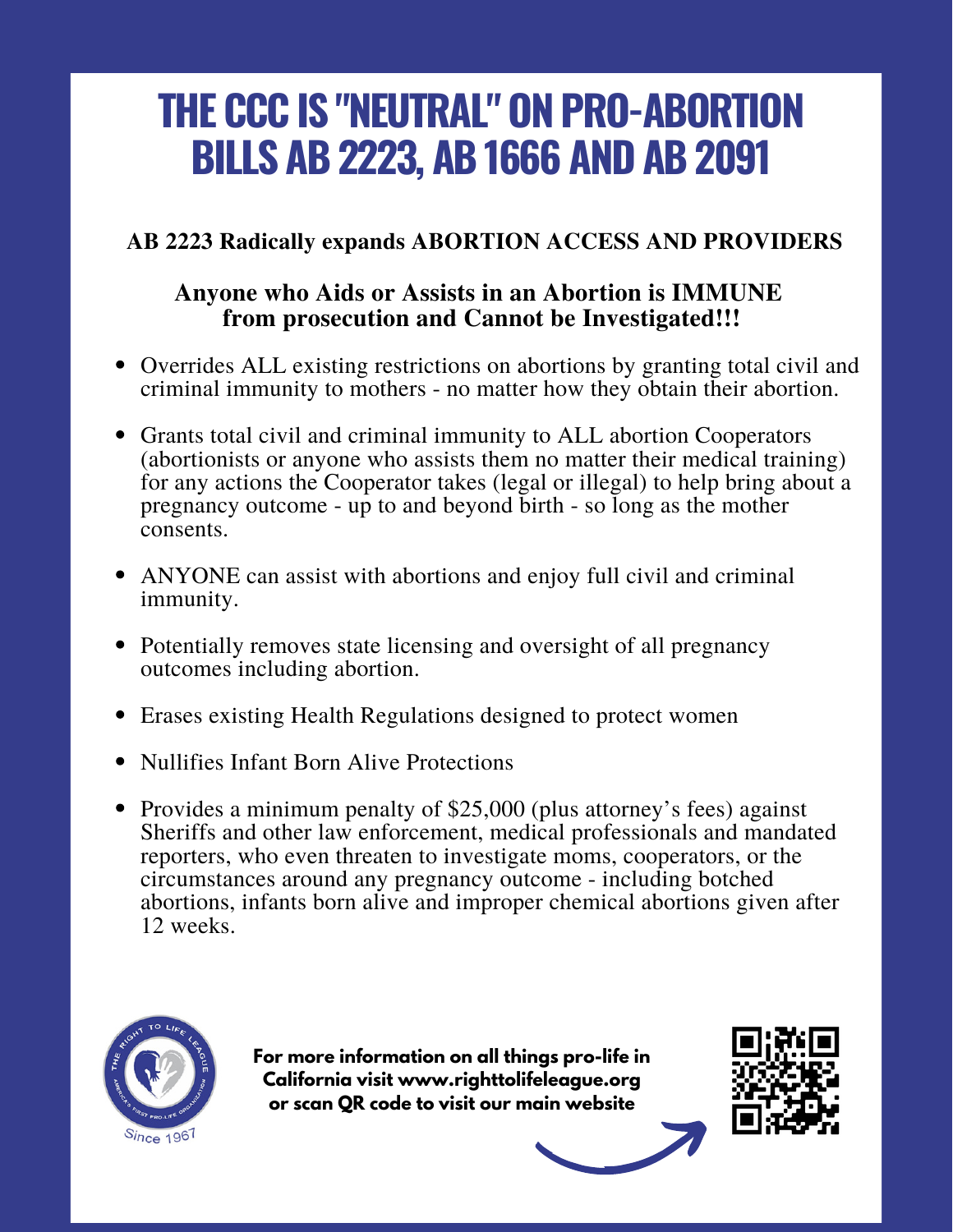# THE CCC IS "NEUTRAL" ON PRO-ABORTION BILLS AB 2223, AB 1666 AND AB 2091

**AB 2223 Radically expands ABORTION ACCESS AND PROVIDERS**

**Anyone who Aids or Assists in an Abortion is IMMUNE from prosecution and Cannot be Investigated!!!**

- Overrides ALL existing restrictions on abortions by granting total civil and criminal immunity to mothers - no matter how they obtain their abortion.
- Grants total civil and criminal immunity to ALL abortion Cooperators (abortionists or anyone who assists them no matter their medical training) for any actions the Cooperator takes (legal or illegal) to help bring about a pregnancy outcome - up to and beyond birth - so long as the mother consents.
- ANYONE can assist with abortions and enjoy full civil and criminal immunity.
- Potentially removes state licensing and oversight of all pregnancy outcomes including abortion.
- Erases existing Health Regulations designed to protect women
- Nullifies Infant Born Alive Protections
- Provides a minimum penalty of $25,000 (plus attorney's fees) against Sheriffs and other law enforcement, medical professionals and mandated reporters, who even threaten to investigate moms, cooperators, or the circumstances around any pregnancy outcome - including botched abortions, infants born alive and improper chemical abortions given after 12 weeks.

THE RIGHT TO LIFE LEAGUE
AMERICA'S FIRST PRO-LIFE ORGANIZATION
Since 1967

**For more information on all things pro-life in California visit www.righttolifeleague.org or scan QR code to visit our main website**